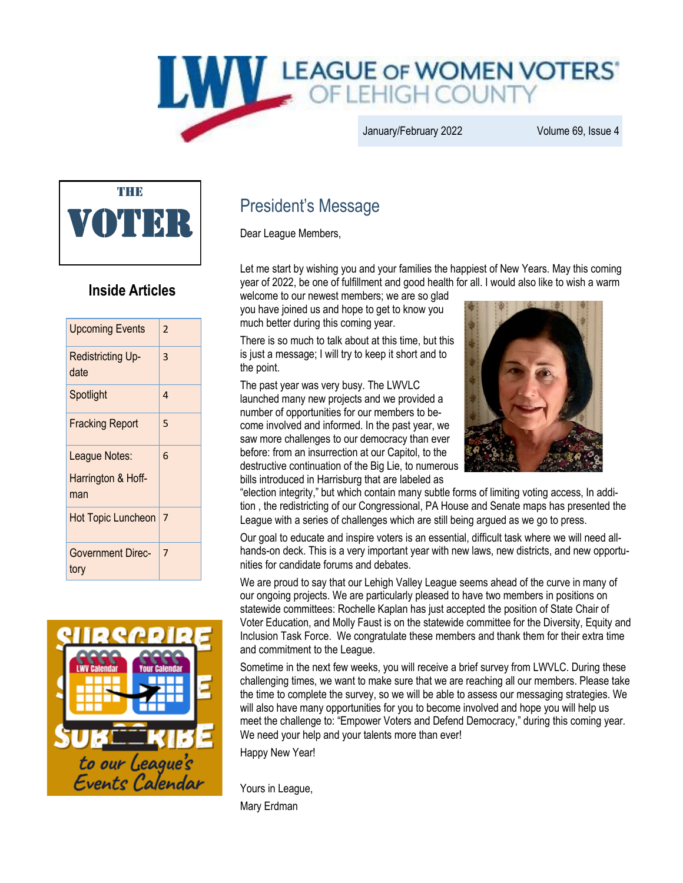# LEAGUE OF WOMEN VOTERS OF LEHIGH COUNTY

January/February 2022 Volume 69, Issue 4

**THE VOTER**

## Inside Articles

| | |
|---|---|
| Upcoming Events | 2 |
| Redistricting Update | 3 |
| Spotlight | 4 |
| Fracking Report | 5 |
| League Notes: Harrington & Hoffman | 6 |
| Hot Topic Luncheon | 7 |
| Government Directory | 7 |

SUBSCRIBE to our League's Events Calendar

## President's Message

Dear League Members,

Let me start by wishing you and your families the happiest of New Years. May this coming year of 2022, be one of fulfillment and good health for all. I would also like to wish a warm welcome to our newest members; we are so glad you have joined us and hope to get to know you much better during this coming year.

There is so much to talk about at this time, but this is just a message; I will try to keep it short and to the point.

The past year was very busy. The LWVLC launched many new projects and we provided a number of opportunities for our members to become involved and informed. In the past year, we saw more challenges to our democracy than ever before: from an insurrection at our Capitol, to the destructive continuation of the Big Lie, to numerous bills introduced in Harrisburg that are labeled as "election integrity," but which contain many subtle forms of limiting voting access, In addition , the redistricting of our Congressional, PA House and Senate maps has presented the League with a series of challenges which are still being argued as we go to press.

Our goal to educate and inspire voters is an essential, difficult task where we will need all-hands-on deck. This is a very important year with new laws, new districts, and new opportunities for candidate forums and debates.

We are proud to say that our Lehigh Valley League seems ahead of the curve in many of our ongoing projects. We are particularly pleased to have two members in positions on statewide committees: Rochelle Kaplan has just accepted the position of State Chair of Voter Education, and Molly Faust is on the statewide committee for the Diversity, Equity and Inclusion Task Force. We congratulate these members and thank them for their extra time and commitment to the League.

Sometime in the next few weeks, you will receive a brief survey from LWVLC. During these challenging times, we want to make sure that we are reaching all our members. Please take the time to complete the survey, so we will be able to assess our messaging strategies. We will also have many opportunities for you to become involved and hope you will help us meet the challenge to: "Empower Voters and Defend Democracy," during this coming year. We need your help and your talents more than ever!

Happy New Year!

Yours in League,
Mary Erdman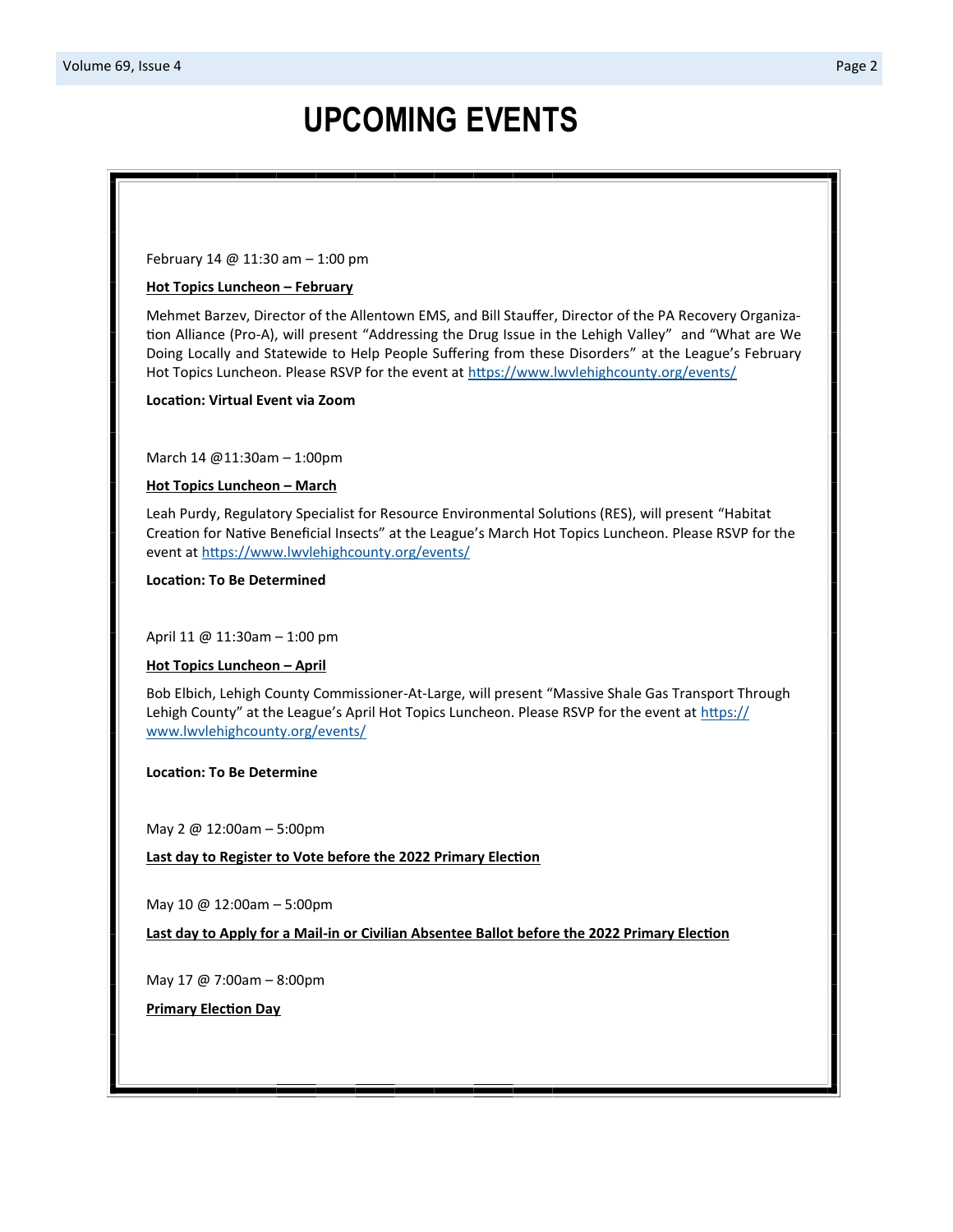# UPCOMING EVENTS

February 14 @ 11:30 am – 1:00 pm

**Hot Topics Luncheon – February**

Mehmet Barzev, Director of the Allentown EMS, and Bill Stauffer, Director of the PA Recovery Organization Alliance (Pro-A), will present "Addressing the Drug Issue in the Lehigh Valley" and "What are We Doing Locally and Statewide to Help People Suffering from these Disorders" at the League's February Hot Topics Luncheon. Please RSVP for the event at https://www.lwvlehighcounty.org/events/

**Location: Virtual Event via Zoom**

March 14 @11:30am – 1:00pm

**Hot Topics Luncheon – March**

Leah Purdy, Regulatory Specialist for Resource Environmental Solutions (RES), will present "Habitat Creation for Native Beneficial Insects" at the League's March Hot Topics Luncheon. Please RSVP for the event at https://www.lwvlehighcounty.org/events/

**Location: To Be Determined**

April 11 @ 11:30am – 1:00 pm

**Hot Topics Luncheon – April**

Bob Elbich, Lehigh County Commissioner-At-Large, will present "Massive Shale Gas Transport Through Lehigh County" at the League's April Hot Topics Luncheon. Please RSVP for the event at https://www.lwvlehighcounty.org/events/

**Location: To Be Determine**

May 2 @ 12:00am – 5:00pm

**Last day to Register to Vote before the 2022 Primary Election**

May 10 @ 12:00am – 5:00pm

**Last day to Apply for a Mail-in or Civilian Absentee Ballot before the 2022 Primary Election**

May 17 @ 7:00am – 8:00pm

**Primary Election Day**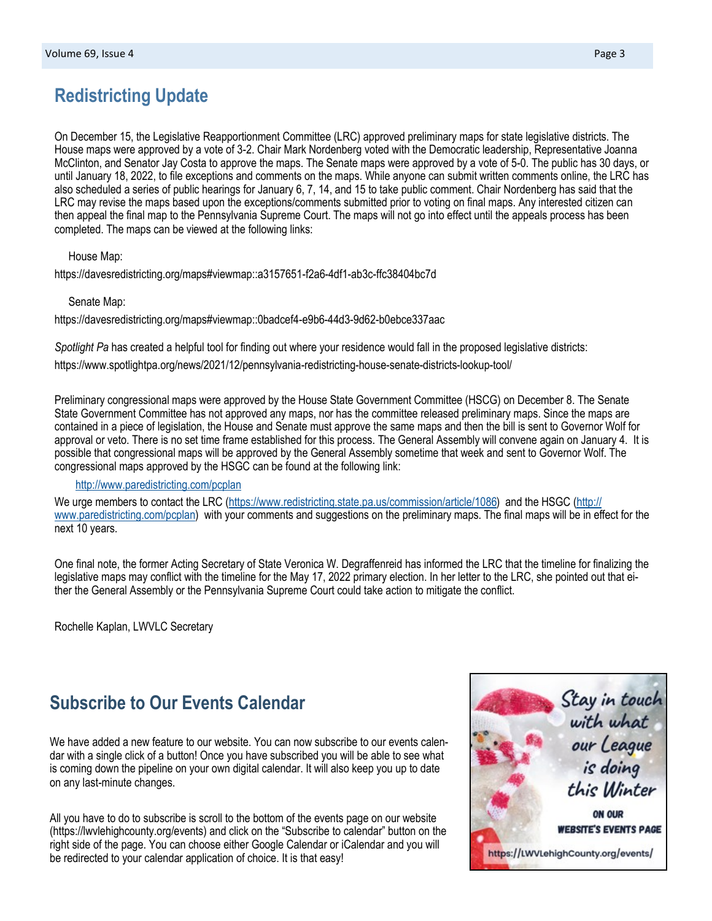## Redistricting Update

On December 15, the Legislative Reapportionment Committee (LRC) approved preliminary maps for state legislative districts. The House maps were approved by a vote of 3-2. Chair Mark Nordenberg voted with the Democratic leadership, Representative Joanna McClinton, and Senator Jay Costa to approve the maps. The Senate maps were approved by a vote of 5-0. The public has 30 days, or until January 18, 2022, to file exceptions and comments on the maps. While anyone can submit written comments online, the LRC has also scheduled a series of public hearings for January 6, 7, 14, and 15 to take public comment. Chair Nordenberg has said that the LRC may revise the maps based upon the exceptions/comments submitted prior to voting on final maps. Any interested citizen can then appeal the final map to the Pennsylvania Supreme Court. The maps will not go into effect until the appeals process has been completed. The maps can be viewed at the following links:

House Map:

https://davesredistricting.org/maps#viewmap::a3157651-f2a6-4df1-ab3c-ffc38404bc7d

Senate Map:

https://davesredistricting.org/maps#viewmap::0badcef4-e9b6-44d3-9d62-b0ebce337aac

*Spotlight Pa* has created a helpful tool for finding out where your residence would fall in the proposed legislative districts:

https://www.spotlightpa.org/news/2021/12/pennsylvania-redistricting-house-senate-districts-lookup-tool/

Preliminary congressional maps were approved by the House State Government Committee (HSCG) on December 8. The Senate State Government Committee has not approved any maps, nor has the committee released preliminary maps. Since the maps are contained in a piece of legislation, the House and Senate must approve the same maps and then the bill is sent to Governor Wolf for approval or veto. There is no set time frame established for this process. The General Assembly will convene again on January 4. It is possible that congressional maps will be approved by the General Assembly sometime that week and sent to Governor Wolf. The congressional maps approved by the HSGC can be found at the following link:

http://www.paredistricting.com/pcplan

We urge members to contact the LRC (https://www.redistricting.state.pa.us/commission/article/1086) and the HSGC (http://www.paredistricting.com/pcplan) with your comments and suggestions on the preliminary maps. The final maps will be in effect for the next 10 years.

One final note, the former Acting Secretary of State Veronica W. Degraffenreid has informed the LRC that the timeline for finalizing the legislative maps may conflict with the timeline for the May 17, 2022 primary election. In her letter to the LRC, she pointed out that either the General Assembly or the Pennsylvania Supreme Court could take action to mitigate the conflict.

Rochelle Kaplan, LWVLC Secretary

## Subscribe to Our Events Calendar

We have added a new feature to our website. You can now subscribe to our events calendar with a single click of a button! Once you have subscribed you will be able to see what is coming down the pipeline on your own digital calendar. It will also keep you up to date on any last-minute changes.

All you have to do to subscribe is scroll to the bottom of the events page on our website (https://lwvlehighcounty.org/events) and click on the "Subscribe to calendar" button on the right side of the page. You can choose either Google Calendar or iCalendar and you will be redirected to your calendar application of choice. It is that easy!

Stay in touch with what our League is doing this Winter

ON OUR WEBSITE'S EVENTS PAGE

https://LWVLehighCounty.org/events/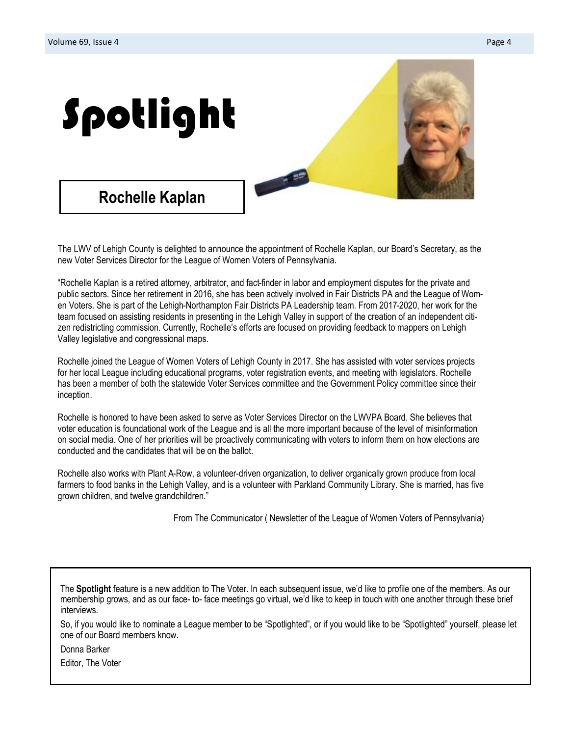# Spotlight

## Rochelle Kaplan

The LWV of Lehigh County is delighted to announce the appointment of Rochelle Kaplan, our Board's Secretary, as the new Voter Services Director for the League of Women Voters of Pennsylvania.

"Rochelle Kaplan is a retired attorney, arbitrator, and fact-finder in labor and employment disputes for the private and public sectors. Since her retirement in 2016, she has been actively involved in Fair Districts PA and the League of Women Voters. She is part of the Lehigh-Northampton Fair Districts PA Leadership team. From 2017-2020, her work for the team focused on assisting residents in presenting in the Lehigh Valley in support of the creation of an independent citizen redistricting commission. Currently, Rochelle's efforts are focused on providing feedback to mappers on Lehigh Valley legislative and congressional maps.

Rochelle joined the League of Women Voters of Lehigh County in 2017. She has assisted with voter services projects for her local League including educational programs, voter registration events, and meeting with legislators. Rochelle has been a member of both the statewide Voter Services committee and the Government Policy committee since their inception.

Rochelle is honored to have been asked to serve as Voter Services Director on the LWVPA Board. She believes that voter education is foundational work of the League and is all the more important because of the level of misinformation on social media. One of her priorities will be proactively communicating with voters to inform them on how elections are conducted and the candidates that will be on the ballot.

Rochelle also works with Plant A-Row, a volunteer-driven organization, to deliver organically grown produce from local farmers to food banks in the Lehigh Valley, and is a volunteer with Parkland Community Library. She is married, has five grown children, and twelve grandchildren."

From The Communicator ( Newsletter of the League of Women Voters of Pennsylvania)

---

The **Spotlight** feature is a new addition to The Voter. In each subsequent issue, we'd like to profile one of the members. As our membership grows, and as our face- to- face meetings go virtual, we'd like to keep in touch with one another through these brief interviews.

So, if you would like to nominate a League member to be "Spotlighted", or if you would like to be "Spotlighted" yourself, please let one of our Board members know.

Donna Barker

Editor, The Voter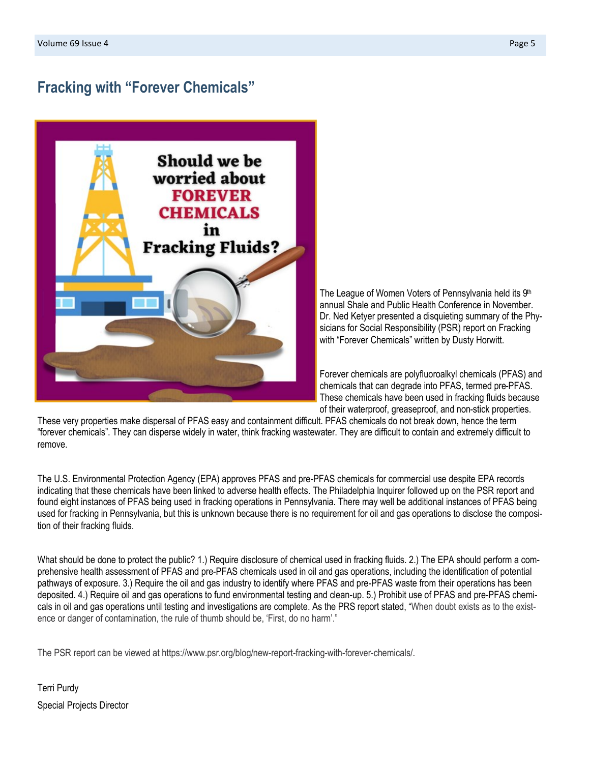## Fracking with "Forever Chemicals"

The League of Women Voters of Pennsylvania held its 9th annual Shale and Public Health Conference in November. Dr. Ned Ketyer presented a disquieting summary of the Physicians for Social Responsibility (PSR) report on Fracking with "Forever Chemicals" written by Dusty Horwitt.

Forever chemicals are polyfluoroalkyl chemicals (PFAS) and chemicals that can degrade into PFAS, termed pre-PFAS. These chemicals have been used in fracking fluids because of their waterproof, greaseproof, and non-stick properties. These very properties make dispersal of PFAS easy and containment difficult. PFAS chemicals do not break down, hence the term "forever chemicals". They can disperse widely in water, think fracking wastewater. They are difficult to contain and extremely difficult to remove.

The U.S. Environmental Protection Agency (EPA) approves PFAS and pre-PFAS chemicals for commercial use despite EPA records indicating that these chemicals have been linked to adverse health effects. The Philadelphia Inquirer followed up on the PSR report and found eight instances of PFAS being used in fracking operations in Pennsylvania. There may well be additional instances of PFAS being used for fracking in Pennsylvania, but this is unknown because there is no requirement for oil and gas operations to disclose the composition of their fracking fluids.

What should be done to protect the public? 1.) Require disclosure of chemical used in fracking fluids. 2.) The EPA should perform a comprehensive health assessment of PFAS and pre-PFAS chemicals used in oil and gas operations, including the identification of potential pathways of exposure. 3.) Require the oil and gas industry to identify where PFAS and pre-PFAS waste from their operations has been deposited. 4.) Require oil and gas operations to fund environmental testing and clean-up. 5.) Prohibit use of PFAS and pre-PFAS chemicals in oil and gas operations until testing and investigations are complete. As the PRS report stated, "When doubt exists as to the existence or danger of contamination, the rule of thumb should be, 'First, do no harm'."

The PSR report can be viewed at https://www.psr.org/blog/new-report-fracking-with-forever-chemicals/.

Terri Purdy

Special Projects Director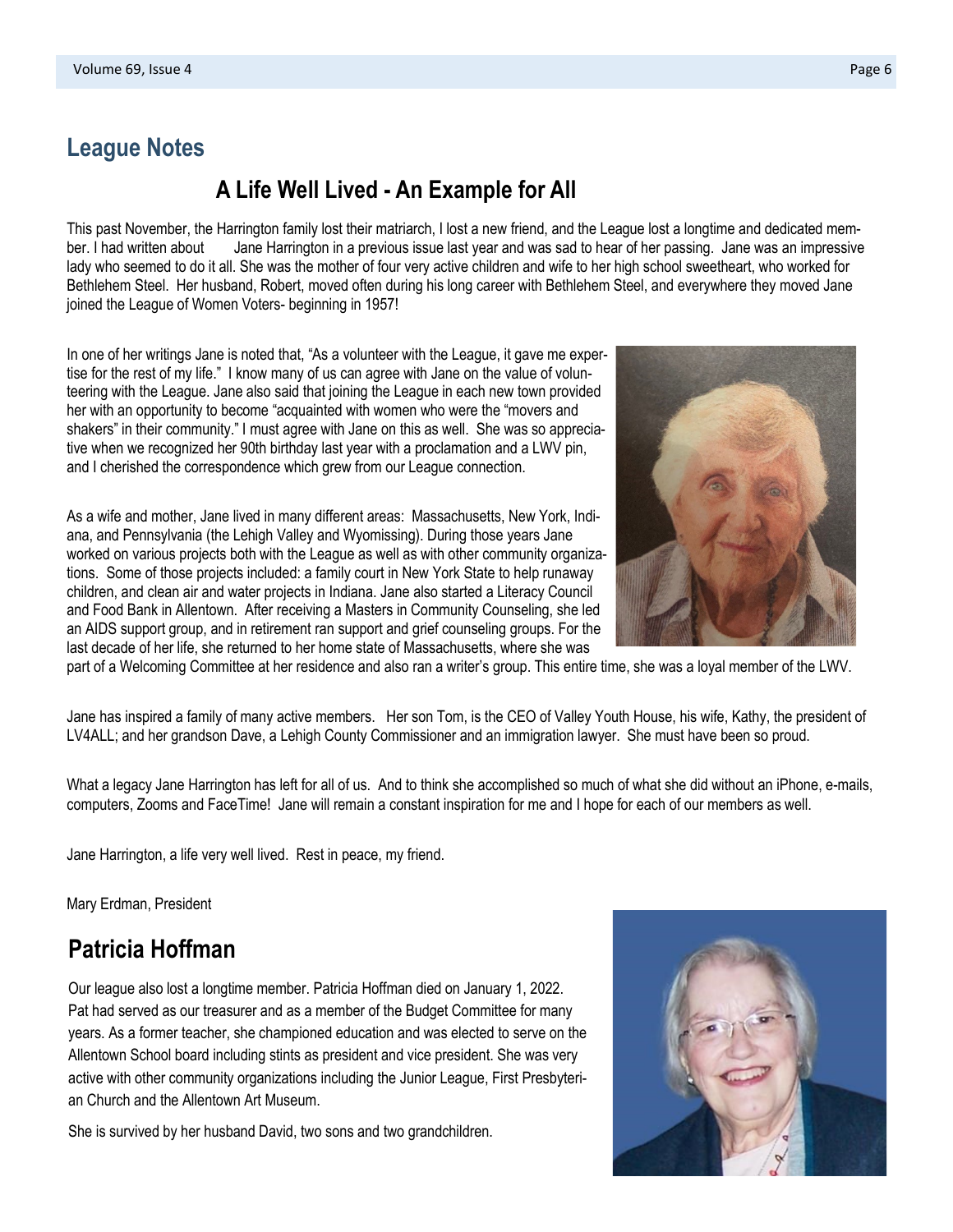## League Notes

### A Life Well Lived - An Example for All

This past November, the Harrington family lost their matriarch, I lost a new friend, and the League lost a longtime and dedicated member. I had written about Jane Harrington in a previous issue last year and was sad to hear of her passing. Jane was an impressive lady who seemed to do it all. She was the mother of four very active children and wife to her high school sweetheart, who worked for Bethlehem Steel. Her husband, Robert, moved often during his long career with Bethlehem Steel, and everywhere they moved Jane joined the League of Women Voters- beginning in 1957!

In one of her writings Jane is noted that, "As a volunteer with the League, it gave me expertise for the rest of my life." I know many of us can agree with Jane on the value of volunteering with the League. Jane also said that joining the League in each new town provided her with an opportunity to become "acquainted with women who were the "movers and shakers" in their community." I must agree with Jane on this as well. She was so appreciative when we recognized her 90th birthday last year with a proclamation and a LWV pin, and I cherished the correspondence which grew from our League connection.

As a wife and mother, Jane lived in many different areas: Massachusetts, New York, Indiana, and Pennsylvania (the Lehigh Valley and Wyomissing). During those years Jane worked on various projects both with the League as well as with other community organizations. Some of those projects included: a family court in New York State to help runaway children, and clean air and water projects in Indiana. Jane also started a Literacy Council and Food Bank in Allentown. After receiving a Masters in Community Counseling, she led an AIDS support group, and in retirement ran support and grief counseling groups. For the last decade of her life, she returned to her home state of Massachusetts, where she was part of a Welcoming Committee at her residence and also ran a writer's group. This entire time, she was a loyal member of the LWV.

Jane has inspired a family of many active members. Her son Tom, is the CEO of Valley Youth House, his wife, Kathy, the president of LV4ALL; and her grandson Dave, a Lehigh County Commissioner and an immigration lawyer. She must have been so proud.

What a legacy Jane Harrington has left for all of us. And to think she accomplished so much of what she did without an iPhone, e-mails, computers, Zooms and FaceTime! Jane will remain a constant inspiration for me and I hope for each of our members as well.

Jane Harrington, a life very well lived. Rest in peace, my friend.

Mary Erdman, President

## Patricia Hoffman

Our league also lost a longtime member. Patricia Hoffman died on January 1, 2022. Pat had served as our treasurer and as a member of the Budget Committee for many years. As a former teacher, she championed education and was elected to serve on the Allentown School board including stints as president and vice president. She was very active with other community organizations including the Junior League, First Presbyterian Church and the Allentown Art Museum.

She is survived by her husband David, two sons and two grandchildren.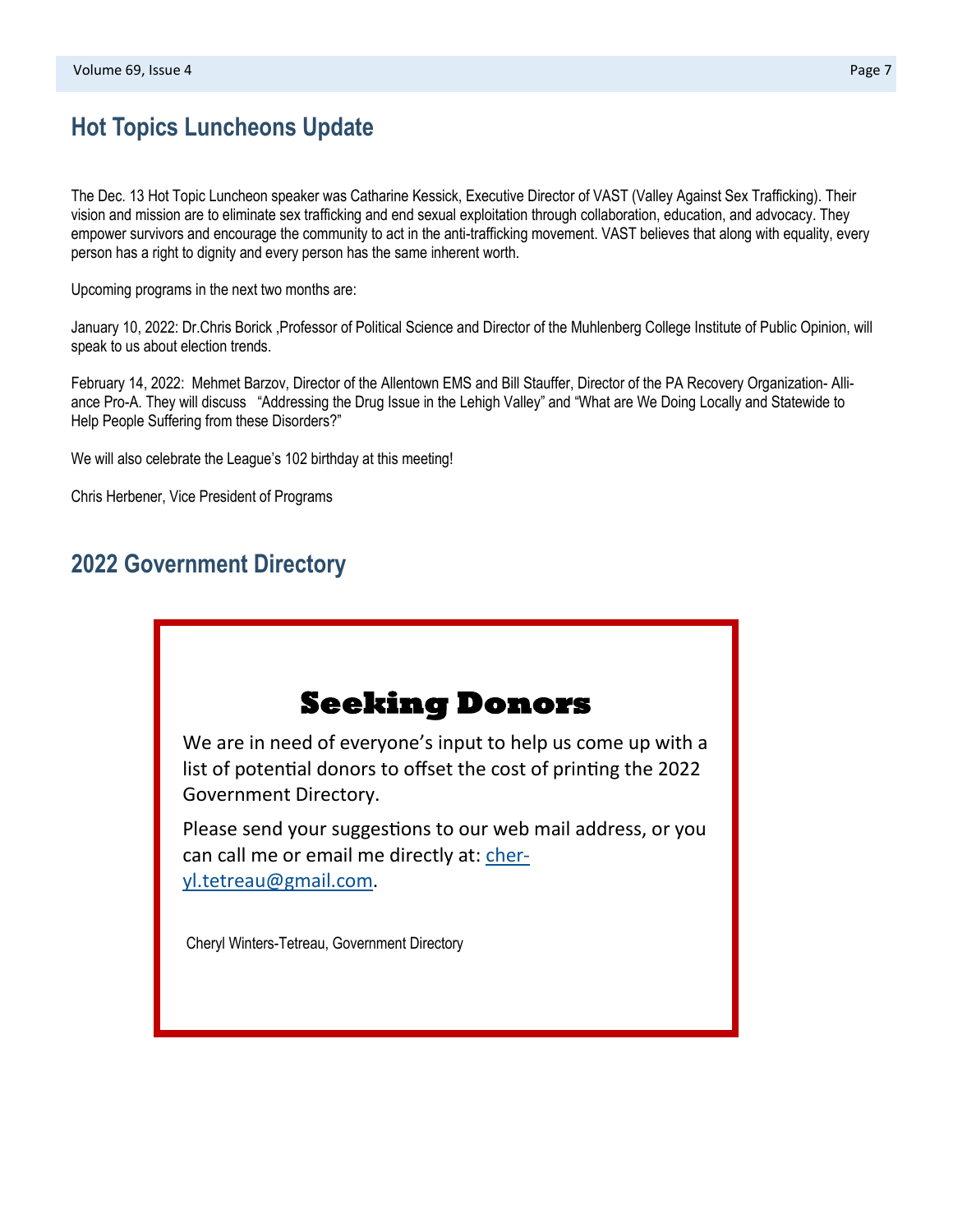## Hot Topics Luncheons Update

The Dec. 13 Hot Topic Luncheon speaker was Catharine Kessick, Executive Director of VAST (Valley Against Sex Trafficking). Their vision and mission are to eliminate sex trafficking and end sexual exploitation through collaboration, education, and advocacy. They empower survivors and encourage the community to act in the anti-trafficking movement. VAST believes that along with equality, every person has a right to dignity and every person has the same inherent worth.

Upcoming programs in the next two months are:

January 10, 2022: Dr.Chris Borick ,Professor of Political Science and Director of the Muhlenberg College Institute of Public Opinion, will speak to us about election trends.

February 14, 2022: Mehmet Barzov, Director of the Allentown EMS and Bill Stauffer, Director of the PA Recovery Organization- Alliance Pro-A. They will discuss "Addressing the Drug Issue in the Lehigh Valley" and "What are We Doing Locally and Statewide to Help People Suffering from these Disorders?"

We will also celebrate the League's 102 birthday at this meeting!

Chris Herbener, Vice President of Programs

## 2022 Government Directory

### Seeking Donors

We are in need of everyone's input to help us come up with a list of potential donors to offset the cost of printing the 2022 Government Directory.

Please send your suggestions to our web mail address, or you can call me or email me directly at: cheryl.tetreau@gmail.com.

Cheryl Winters-Tetreau, Government Directory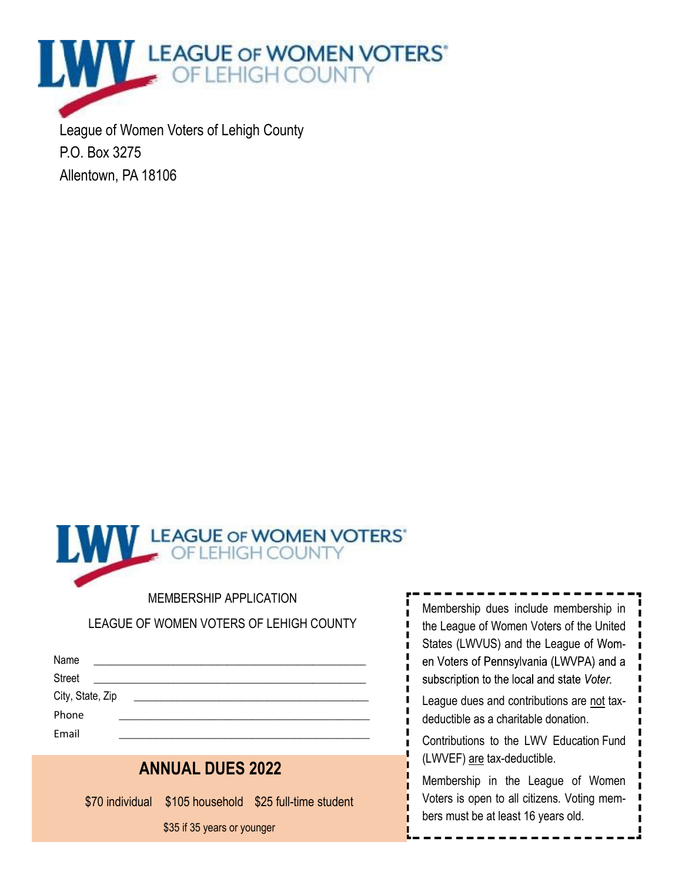LEAGUE OF WOMEN VOTERS®
OF LEHIGH COUNTY

League of Women Voters of Lehigh County
P.O. Box 3275
Allentown, PA 18106

LEAGUE OF WOMEN VOTERS®
OF LEHIGH COUNTY

MEMBERSHIP APPLICATION

LEAGUE OF WOMEN VOTERS OF LEHIGH COUNTY

Name ______________________________________________

Street ______________________________________________

City, State, Zip ________________________________________

Phone ________________________________________

Email ________________________________________

## ANNUAL DUES 2022

$70 individual   $105 household   $25 full-time student

$35 if 35 years or younger

Membership dues include membership in the League of Women Voters of the United States (LWVUS) and the League of Women Voters of Pennsylvania (LWVPA) and a subscription to the local and state *Voter.*

League dues and contributions are not tax-deductible as a charitable donation.

Contributions to the LWV Education Fund (LWVEF) are tax-deductible.

Membership in the League of Women Voters is open to all citizens. Voting members must be at least 16 years old.